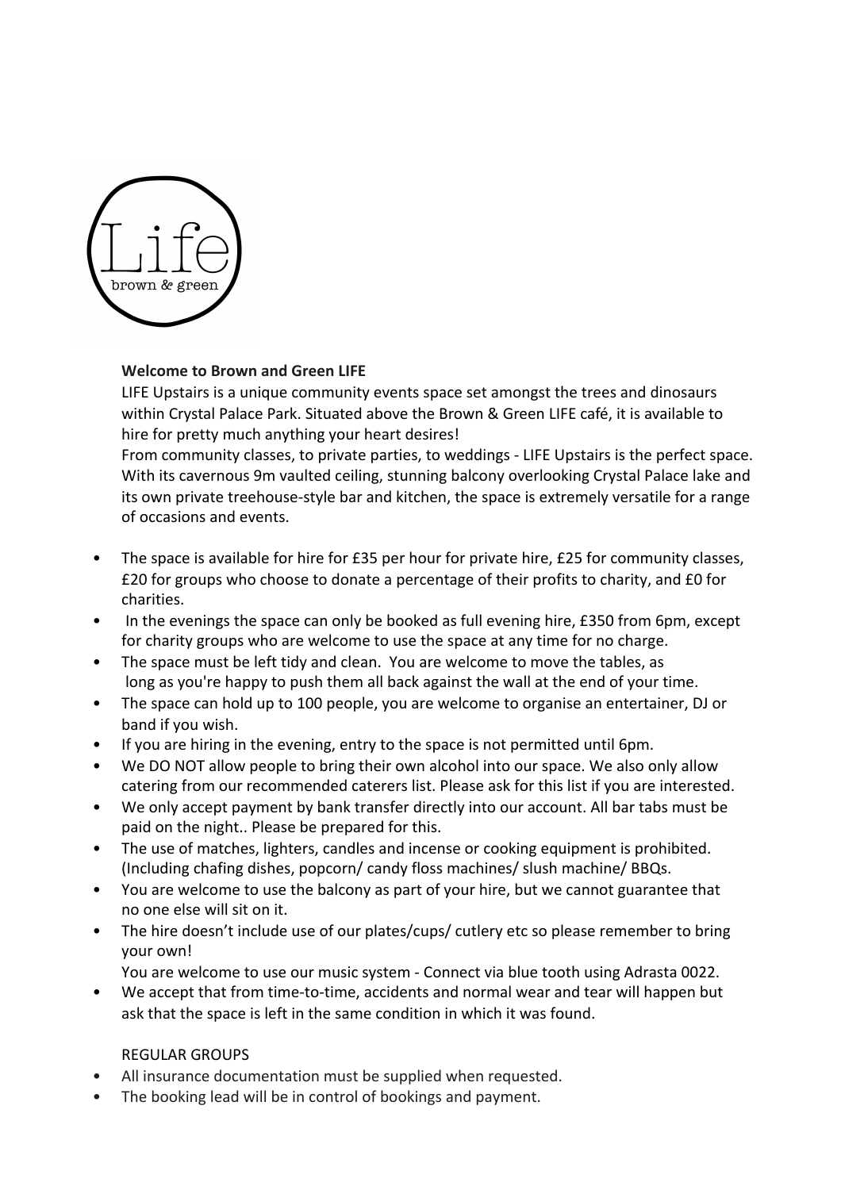**Welcome to Brown and Green LIFE**

LIFE Upstairs is a unique community events space set amongst the trees and dinosaurs within Crystal Palace Park. Situated above the Brown & Green LIFE café, it is available to hire for pretty much anything your heart desires!

From community classes, to private parties, to weddings - LIFE Upstairs is the perfect space. With its cavernous 9m vaulted ceiling, stunning balcony overlooking Crystal Palace lake and its own private treehouse-style bar and kitchen, the space is extremely versatile for a range of occasions and events.

- The space is available for hire for £35 per hour for private hire, £25 for community classes, £20 for groups who choose to donate a percentage of their profits to charity, and £0 for charities.
- In the evenings the space can only be booked as full evening hire, £350 from 6pm, except for charity groups who are welcome to use the space at any time for no charge.
- The space must be left tidy and clean. You are welcome to move the tables, as long as you're happy to push them all back against the wall at the end of your time.
- The space can hold up to 100 people, you are welcome to organise an entertainer, DJ or band if you wish.
- If you are hiring in the evening, entry to the space is not permitted until 6pm.
- We DO NOT allow people to bring their own alcohol into our space. We also only allow catering from our recommended caterers list. Please ask for this list if you are interested.
- We only accept payment by bank transfer directly into our account. All bar tabs must be paid on the night.. Please be prepared for this.
- The use of matches, lighters, candles and incense or cooking equipment is prohibited. (Including chafing dishes, popcorn/ candy floss machines/ slush machine/ BBQs.
- You are welcome to use the balcony as part of your hire, but we cannot guarantee that no one else will sit on it.
- The hire doesn't include use of our plates/cups/ cutlery etc so please remember to bring your own!

  You are welcome to use our music system - Connect via blue tooth using Adrasta 0022.
- We accept that from time-to-time, accidents and normal wear and tear will happen but ask that the space is left in the same condition in which it was found.

REGULAR GROUPS

- All insurance documentation must be supplied when requested.
- The booking lead will be in control of bookings and payment.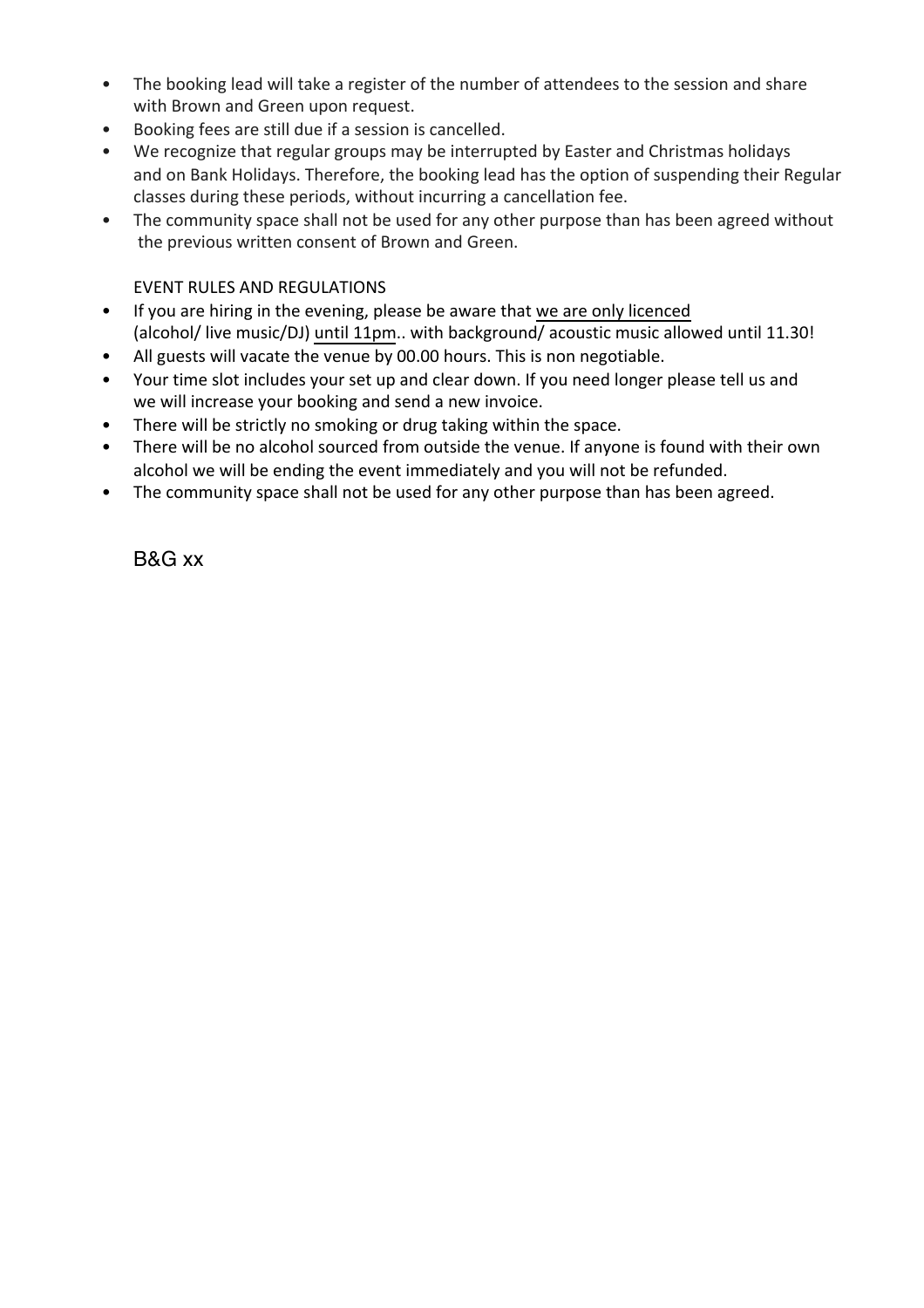- The booking lead will take a register of the number of attendees to the session and share with Brown and Green upon request.
- Booking fees are still due if a session is cancelled.
- We recognize that regular groups may be interrupted by Easter and Christmas holidays and on Bank Holidays. Therefore, the booking lead has the option of suspending their Regular classes during these periods, without incurring a cancellation fee.
- The community space shall not be used for any other purpose than has been agreed without the previous written consent of Brown and Green.

EVENT RULES AND REGULATIONS

- If you are hiring in the evening, please be aware that <u>we are only licenced</u> (alcohol/ live music/DJ) <u>until 11pm</u>.. with background/ acoustic music allowed until 11.30!
- All guests will vacate the venue by 00.00 hours. This is non negotiable.
- Your time slot includes your set up and clear down. If you need longer please tell us and we will increase your booking and send a new invoice.
- There will be strictly no smoking or drug taking within the space.
- There will be no alcohol sourced from outside the venue. If anyone is found with their own alcohol we will be ending the event immediately and you will not be refunded.
- The community space shall not be used for any other purpose than has been agreed.

B&G xx